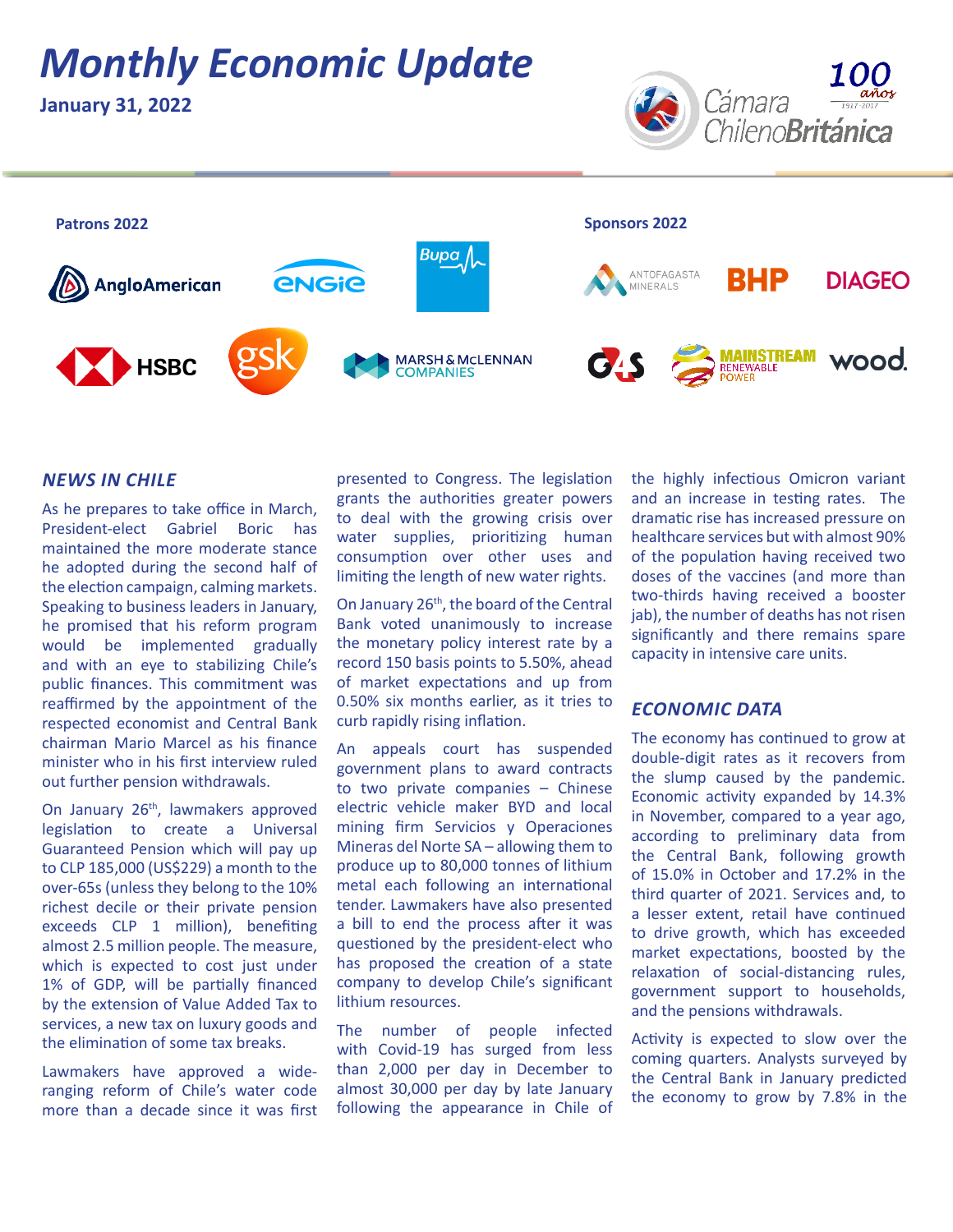# Monthly Economic Update

**January 31, 2022**

Cámara ChilenoBritánica

**Patrons 2022**

AngloAmerican, ENGIE, Bupa, HSBC, gsk, MARSH & McLENNAN COMPANIES

**Sponsors 2022**

ANTOFAGASTA MINERALS, BHP, DIAGEO, G4S, MAINSTREAM RENEWABLE POWER, wood.

## *NEWS IN CHILE*

As he prepares to take office in March, President-elect Gabriel Boric has maintained the more moderate stance he adopted during the second half of the election campaign, calming markets. Speaking to business leaders in January, he promised that his reform program would be implemented gradually and with an eye to stabilizing Chile's public finances. This commitment was reaffirmed by the appointment of the respected economist and Central Bank chairman Mario Marcel as his finance minister who in his first interview ruled out further pension withdrawals.

On January 26th, lawmakers approved legislation to create a Universal Guaranteed Pension which will pay up to CLP 185,000 (US$229) a month to the over-65s (unless they belong to the 10% richest decile or their private pension exceeds CLP 1 million), benefiting almost 2.5 million people. The measure, which is expected to cost just under 1% of GDP, will be partially financed by the extension of Value Added Tax to services, a new tax on luxury goods and the elimination of some tax breaks.

Lawmakers have approved a wide-ranging reform of Chile's water code more than a decade since it was first presented to Congress. The legislation grants the authorities greater powers to deal with the growing crisis over water supplies, prioritizing human consumption over other uses and limiting the length of new water rights.

On January 26th, the board of the Central Bank voted unanimously to increase the monetary policy interest rate by a record 150 basis points to 5.50%, ahead of market expectations and up from 0.50% six months earlier, as it tries to curb rapidly rising inflation.

An appeals court has suspended government plans to award contracts to two private companies – Chinese electric vehicle maker BYD and local mining firm Servicios y Operaciones Mineras del Norte SA – allowing them to produce up to 80,000 tonnes of lithium metal each following an international tender. Lawmakers have also presented a bill to end the process after it was questioned by the president-elect who has proposed the creation of a state company to develop Chile's significant lithium resources.

The number of people infected with Covid-19 has surged from less than 2,000 per day in December to almost 30,000 per day by late January following the appearance in Chile of the highly infectious Omicron variant and an increase in testing rates. The dramatic rise has increased pressure on healthcare services but with almost 90% of the population having received two doses of the vaccines (and more than two-thirds having received a booster jab), the number of deaths has not risen significantly and there remains spare capacity in intensive care units.

## *ECONOMIC DATA*

The economy has continued to grow at double-digit rates as it recovers from the slump caused by the pandemic. Economic activity expanded by 14.3% in November, compared to a year ago, according to preliminary data from the Central Bank, following growth of 15.0% in October and 17.2% in the third quarter of 2021. Services and, to a lesser extent, retail have continued to drive growth, which has exceeded market expectations, boosted by the relaxation of social-distancing rules, government support to households, and the pensions withdrawals.

Activity is expected to slow over the coming quarters. Analysts surveyed by the Central Bank in January predicted the economy to grow by 7.8% in the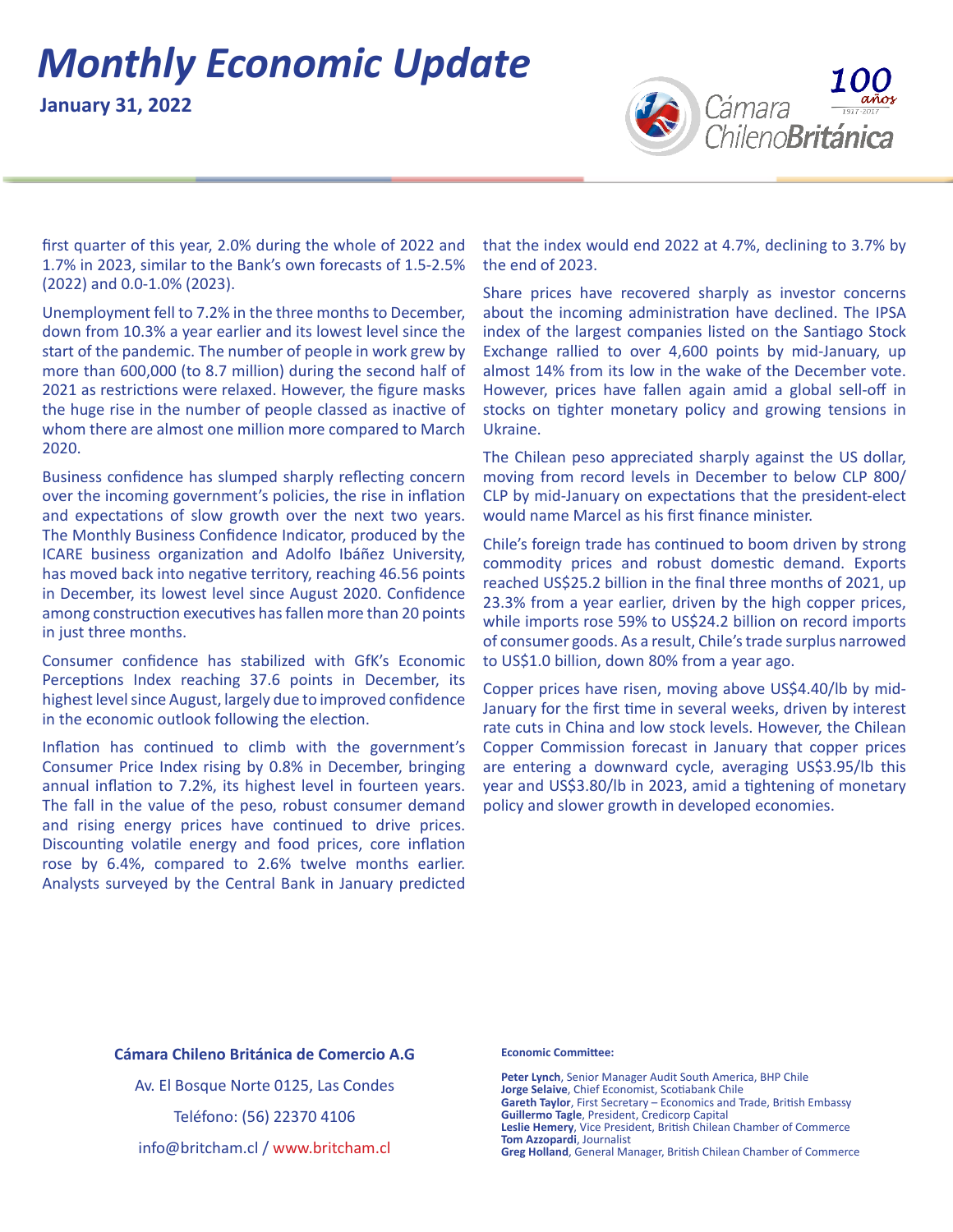first quarter of this year, 2.0% during the whole of 2022 and 1.7% in 2023, similar to the Bank's own forecasts of 1.5-2.5% (2022) and 0.0-1.0% (2023).

Unemployment fell to 7.2% in the three months to December, down from 10.3% a year earlier and its lowest level since the start of the pandemic. The number of people in work grew by more than 600,000 (to 8.7 million) during the second half of 2021 as restrictions were relaxed. However, the figure masks the huge rise in the number of people classed as inactive of whom there are almost one million more compared to March 2020.

Business confidence has slumped sharply reflecting concern over the incoming government's policies, the rise in inflation and expectations of slow growth over the next two years. The Monthly Business Confidence Indicator, produced by the ICARE business organization and Adolfo Ibáñez University, has moved back into negative territory, reaching 46.56 points in December, its lowest level since August 2020. Confidence among construction executives has fallen more than 20 points in just three months.

Consumer confidence has stabilized with GfK's Economic Perceptions Index reaching 37.6 points in December, its highest level since August, largely due to improved confidence in the economic outlook following the election.

Inflation has continued to climb with the government's Consumer Price Index rising by 0.8% in December, bringing annual inflation to 7.2%, its highest level in fourteen years. The fall in the value of the peso, robust consumer demand and rising energy prices have continued to drive prices. Discounting volatile energy and food prices, core inflation rose by 6.4%, compared to 2.6% twelve months earlier. Analysts surveyed by the Central Bank in January predicted that the index would end 2022 at 4.7%, declining to 3.7% by the end of 2023.

Share prices have recovered sharply as investor concerns about the incoming administration have declined. The IPSA index of the largest companies listed on the Santiago Stock Exchange rallied to over 4,600 points by mid-January, up almost 14% from its low in the wake of the December vote. However, prices have fallen again amid a global sell-off in stocks on tighter monetary policy and growing tensions in Ukraine.

The Chilean peso appreciated sharply against the US dollar, moving from record levels in December to below CLP 800/CLP by mid-January on expectations that the president-elect would name Marcel as his first finance minister.

Chile's foreign trade has continued to boom driven by strong commodity prices and robust domestic demand. Exports reached US$25.2 billion in the final three months of 2021, up 23.3% from a year earlier, driven by the high copper prices, while imports rose 59% to US$24.2 billion on record imports of consumer goods. As a result, Chile's trade surplus narrowed to US$1.0 billion, down 80% from a year ago.

Copper prices have risen, moving above US$4.40/lb by mid-January for the first time in several weeks, driven by interest rate cuts in China and low stock levels. However, the Chilean Copper Commission forecast in January that copper prices are entering a downward cycle, averaging US$3.95/lb this year and US$3.80/lb in 2023, amid a tightening of monetary policy and slower growth in developed economies.

**Cámara Chileno Británica de Comercio A.G**

Av. El Bosque Norte 0125, Las Condes

Teléfono: (56) 22370 4106

info@britcham.cl / www.britcham.cl

**Economic Committee:**

**Peter Lynch**, Senior Manager Audit South America, BHP Chile
**Jorge Selaive**, Chief Economist, Scotiabank Chile
**Gareth Taylor**, First Secretary – Economics and Trade, British Embassy
**Guillermo Tagle**, President, Credicorp Capital
**Leslie Hemery**, Vice President, British Chilean Chamber of Commerce
**Tom Azzopardi**, Journalist
**Greg Holland**, General Manager, British Chilean Chamber of Commerce